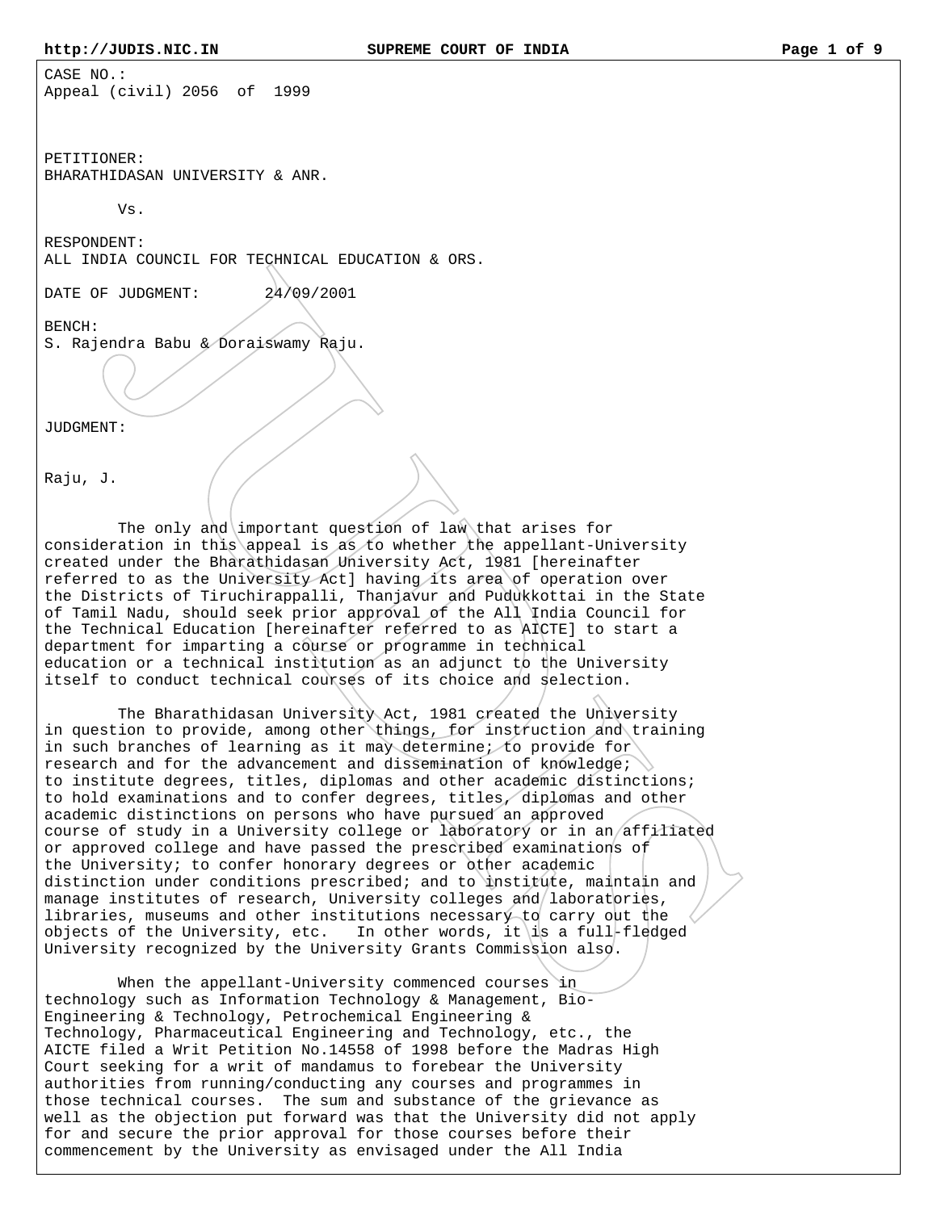CASE NO.:
Appeal (civil) 2056 of 1999

PETITIONER:
BHARATHIDASAN UNIVERSITY & ANR.

Vs.

RESPONDENT:
ALL INDIA COUNCIL FOR TECHNICAL EDUCATION & ORS.

DATE OF JUDGMENT: 24/09/2001

BENCH:
S. Rajendra Babu & Doraiswamy Raju.

JUDGMENT:

Raju, J.

The only and important question of law that arises for consideration in this appeal is as to whether the appellant-University created under the Bharathidasan University Act, 1981 [hereinafter referred to as the University Act] having its area of operation over the Districts of Tiruchirappalli, Thanjavur and Pudukkottai in the State of Tamil Nadu, should seek prior approval of the All India Council for the Technical Education [hereinafter referred to as AICTE] to start a department for imparting a course or programme in technical education or a technical institution as an adjunct to the University itself to conduct technical courses of its choice and selection.

The Bharathidasan University Act, 1981 created the University in question to provide, among other things, for instruction and training in such branches of learning as it may determine; to provide for research and for the advancement and dissemination of knowledge; to institute degrees, titles, diplomas and other academic distinctions; to hold examinations and to confer degrees, titles, diplomas and other academic distinctions on persons who have pursued an approved course of study in a University college or laboratory or in an affiliated or approved college and have passed the prescribed examinations of the University; to confer honorary degrees or other academic distinction under conditions prescribed; and to institute, maintain and manage institutes of research, University colleges and laboratories, libraries, museums and other institutions necessary to carry out the objects of the University, etc. In other words, it is a full-fledged University recognized by the University Grants Commission also.

When the appellant-University commenced courses in technology such as Information Technology & Management, Bio-Engineering & Technology, Petrochemical Engineering & Technology, Pharmaceutical Engineering and Technology, etc., the AICTE filed a Writ Petition No.14558 of 1998 before the Madras High Court seeking for a writ of mandamus to forebear the University authorities from running/conducting any courses and programmes in those technical courses. The sum and substance of the grievance as well as the objection put forward was that the University did not apply for and secure the prior approval for those courses before their commencement by the University as envisaged under the All India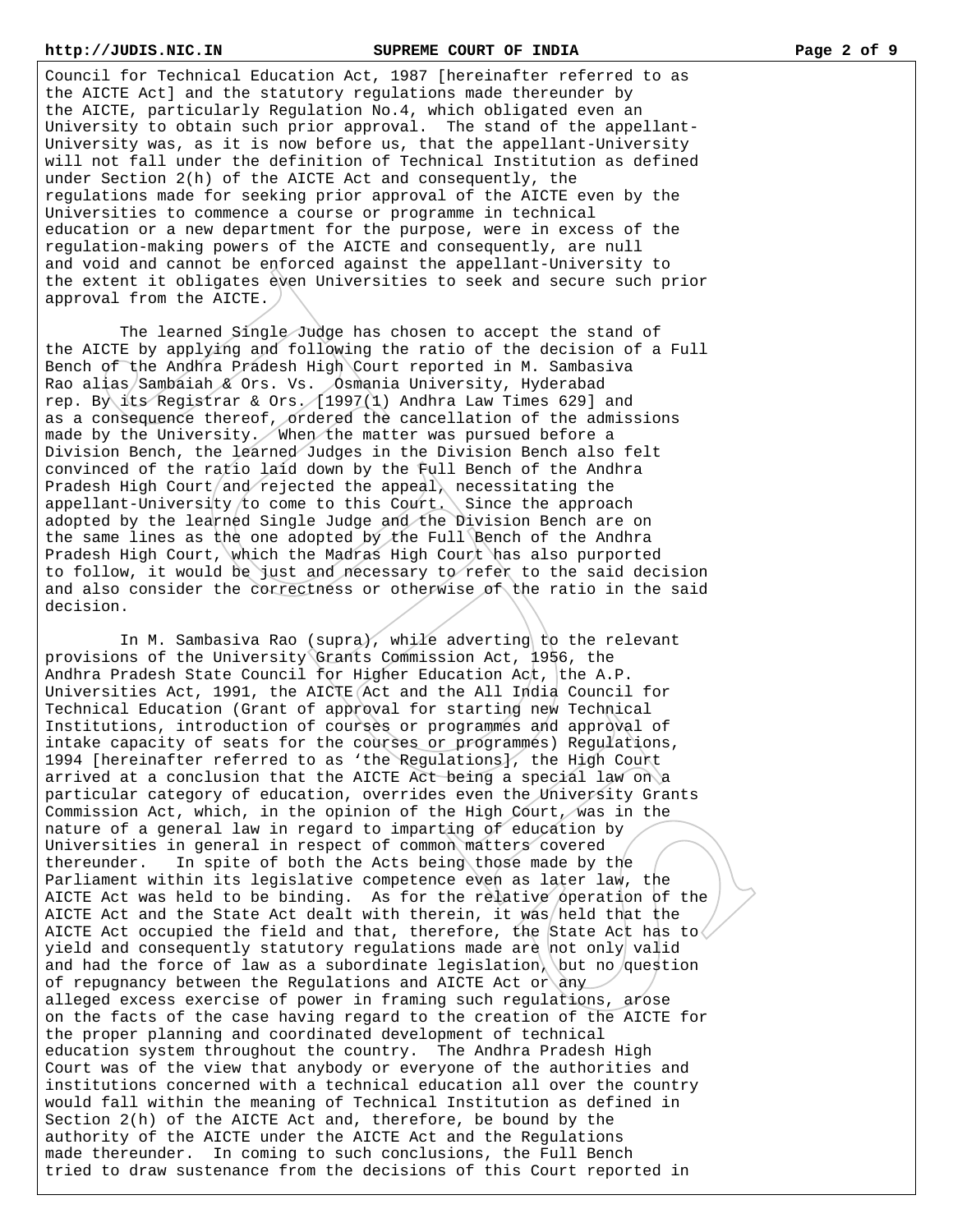Council for Technical Education Act, 1987 [hereinafter referred to as the AICTE Act] and the statutory regulations made thereunder by the AICTE, particularly Regulation No.4, which obligated even an University to obtain such prior approval. The stand of the appellant-University was, as it is now before us, that the appellant-University will not fall under the definition of Technical Institution as defined under Section 2(h) of the AICTE Act and consequently, the regulations made for seeking prior approval of the AICTE even by the Universities to commence a course or programme in technical education or a new department for the purpose, were in excess of the regulation-making powers of the AICTE and consequently, are null and void and cannot be enforced against the appellant-University to the extent it obligates even Universities to seek and secure such prior approval from the AICTE.

The learned Single Judge has chosen to accept the stand of the AICTE by applying and following the ratio of the decision of a Full Bench of the Andhra Pradesh High Court reported in M. Sambasiva Rao alias Sambaiah & Ors. Vs. Osmania University, Hyderabad rep. By its Registrar & Ors. [1997(1) Andhra Law Times 629] and as a consequence thereof, ordered the cancellation of the admissions made by the University. When the matter was pursued before a Division Bench, the learned Judges in the Division Bench also felt convinced of the ratio laid down by the Full Bench of the Andhra Pradesh High Court and rejected the appeal, necessitating the appellant-University to come to this Court. Since the approach adopted by the learned Single Judge and the Division Bench are on the same lines as the one adopted by the Full Bench of the Andhra Pradesh High Court, which the Madras High Court has also purported to follow, it would be just and necessary to refer to the said decision and also consider the correctness or otherwise of the ratio in the said decision.

In M. Sambasiva Rao (supra), while adverting to the relevant provisions of the University Grants Commission Act, 1956, the Andhra Pradesh State Council for Higher Education Act, the A.P. Universities Act, 1991, the AICTE Act and the All India Council for Technical Education (Grant of approval for starting new Technical Institutions, introduction of courses or programmes and approval of intake capacity of seats for the courses or programmes) Regulations, 1994 [hereinafter referred to as 'the Regulations], the High Court arrived at a conclusion that the AICTE Act being a special law on a particular category of education, overrides even the University Grants Commission Act, which, in the opinion of the High Court, was in the nature of a general law in regard to imparting of education by Universities in general in respect of common matters covered thereunder. In spite of both the Acts being those made by the Parliament within its legislative competence even as later law, the AICTE Act was held to be binding. As for the relative operation of the AICTE Act and the State Act dealt with therein, it was held that the AICTE Act occupied the field and that, therefore, the State Act has to yield and consequently statutory regulations made are not only valid and had the force of law as a subordinate legislation, but no question of repugnancy between the Regulations and AICTE Act or any alleged excess exercise of power in framing such regulations, arose on the facts of the case having regard to the creation of the AICTE for the proper planning and coordinated development of technical education system throughout the country. The Andhra Pradesh High Court was of the view that anybody or everyone of the authorities and institutions concerned with a technical education all over the country would fall within the meaning of Technical Institution as defined in Section 2(h) of the AICTE Act and, therefore, be bound by the authority of the AICTE under the AICTE Act and the Regulations made thereunder. In coming to such conclusions, the Full Bench tried to draw sustenance from the decisions of this Court reported in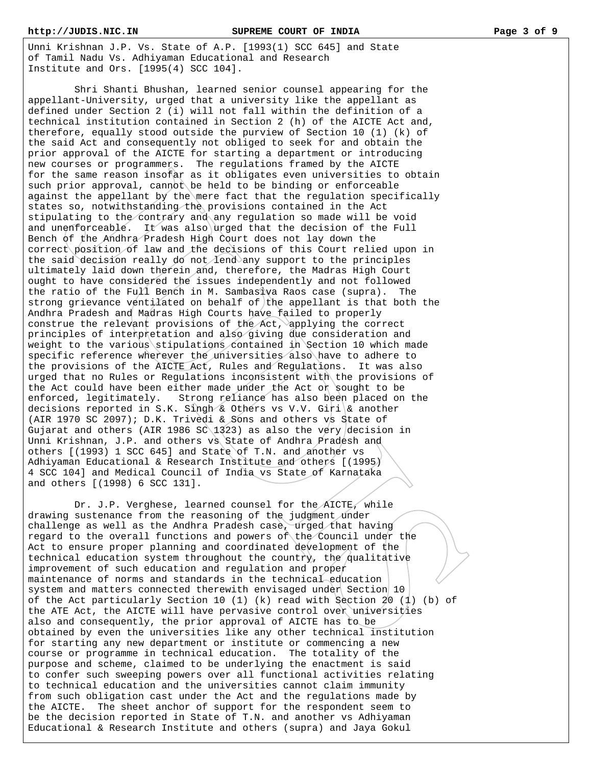Unni Krishnan J.P. Vs. State of A.P. [1993(1) SCC 645] and State of Tamil Nadu Vs. Adhiyaman Educational and Research Institute and Ors. [1995(4) SCC 104].

Shri Shanti Bhushan, learned senior counsel appearing for the appellant-University, urged that a university like the appellant as defined under Section 2 (i) will not fall within the definition of a technical institution contained in Section 2 (h) of the AICTE Act and, therefore, equally stood outside the purview of Section 10 (1) (k) of the said Act and consequently not obliged to seek for and obtain the prior approval of the AICTE for starting a department or introducing new courses or programmers. The regulations framed by the AICTE for the same reason insofar as it obligates even universities to obtain such prior approval, cannot be held to be binding or enforceable against the appellant by the mere fact that the regulation specifically states so, notwithstanding the provisions contained in the Act stipulating to the contrary and any regulation so made will be void and unenforceable. It was also urged that the decision of the Full Bench of the Andhra Pradesh High Court does not lay down the correct position of law and the decisions of this Court relied upon in the said decision really do not lend any support to the principles ultimately laid down therein and, therefore, the Madras High Court ought to have considered the issues independently and not followed the ratio of the Full Bench in M. Sambasiva Raos case (supra). The strong grievance ventilated on behalf of the appellant is that both the Andhra Pradesh and Madras High Courts have failed to properly construe the relevant provisions of the Act, applying the correct principles of interpretation and also giving due consideration and weight to the various stipulations contained in Section 10 which made specific reference wherever the universities also have to adhere to the provisions of the AICTE Act, Rules and Regulations. It was also urged that no Rules or Regulations inconsistent with the provisions of the Act could have been either made under the Act or sought to be enforced, legitimately. Strong reliance has also been placed on the decisions reported in S.K. Singh & Others vs V.V. Giri & another (AIR 1970 SC 2097); D.K. Trivedi & Sons and others vs State of Gujarat and others (AIR 1986 SC 1323) as also the very decision in Unni Krishnan, J.P. and others vs State of Andhra Pradesh and others [(1993) 1 SCC 645] and State of T.N. and another vs Adhiyaman Educational & Research Institute and others [(1995) 4 SCC 104] and Medical Council of India vs State of Karnataka and others [(1998) 6 SCC 131].

Dr. J.P. Verghese, learned counsel for the AICTE, while drawing sustenance from the reasoning of the judgment under challenge as well as the Andhra Pradesh case, urged that having regard to the overall functions and powers of the Council under the Act to ensure proper planning and coordinated development of the technical education system throughout the country, the qualitative improvement of such education and regulation and proper maintenance of norms and standards in the technical education system and matters connected therewith envisaged under Section 10 of the Act particularly Section 10 (1) (k) read with Section 20 (1) (b) of the ATE Act, the AICTE will have pervasive control over universities also and consequently, the prior approval of AICTE has to be obtained by even the universities like any other technical institution for starting any new department or institute or commencing a new course or programme in technical education. The totality of the purpose and scheme, claimed to be underlying the enactment is said to confer such sweeping powers over all functional activities relating to technical education and the universities cannot claim immunity from such obligation cast under the Act and the regulations made by the AICTE. The sheet anchor of support for the respondent seem to be the decision reported in State of T.N. and another vs Adhiyaman Educational & Research Institute and others (supra) and Jaya Gokul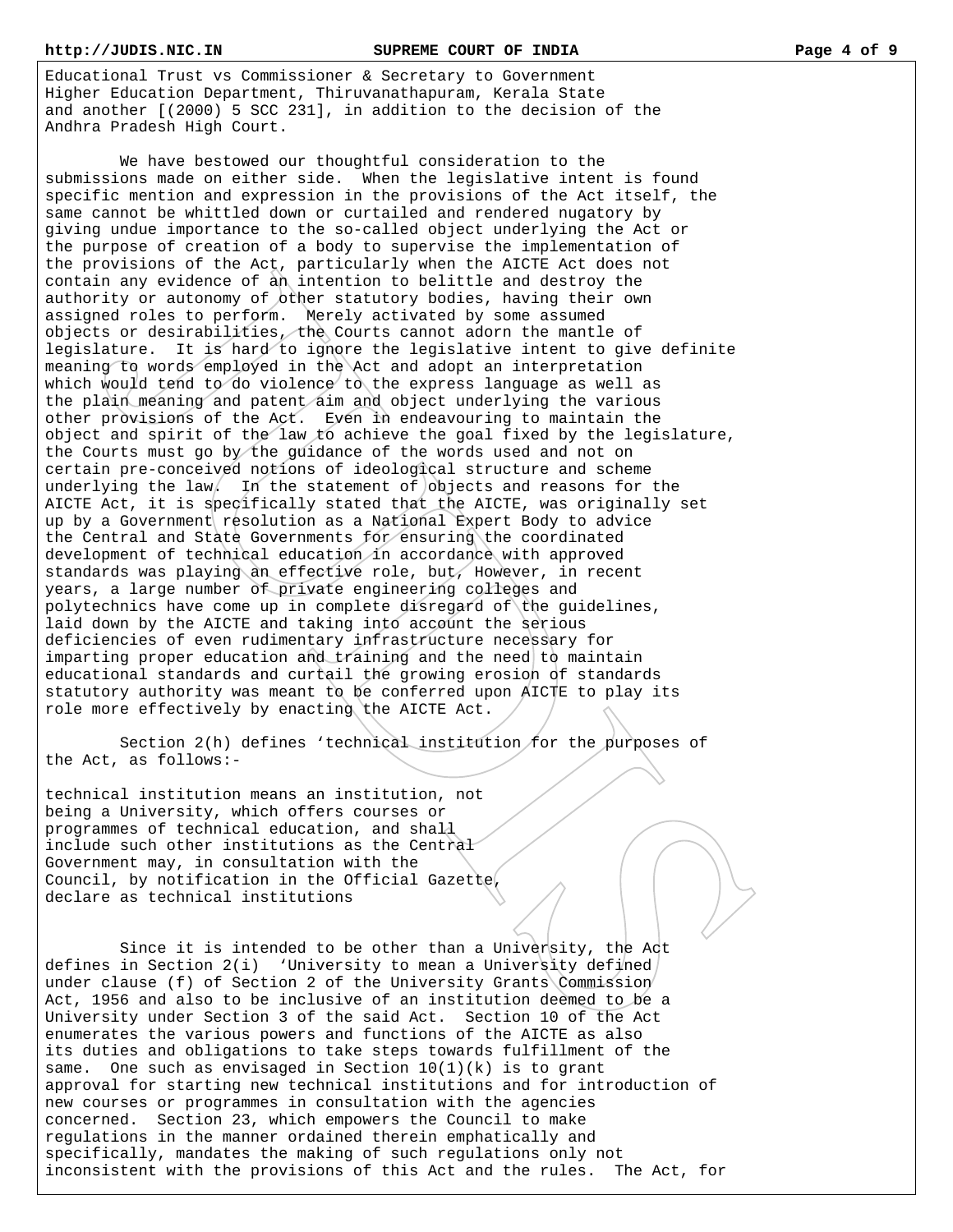Educational Trust vs Commissioner & Secretary to Government Higher Education Department, Thiruvanathapuram, Kerala State and another [(2000) 5 SCC 231], in addition to the decision of the Andhra Pradesh High Court.

We have bestowed our thoughtful consideration to the submissions made on either side. When the legislative intent is found specific mention and expression in the provisions of the Act itself, the same cannot be whittled down or curtailed and rendered nugatory by giving undue importance to the so-called object underlying the Act or the purpose of creation of a body to supervise the implementation of the provisions of the Act, particularly when the AICTE Act does not contain any evidence of an intention to belittle and destroy the authority or autonomy of other statutory bodies, having their own assigned roles to perform. Merely activated by some assumed objects or desirabilities, the Courts cannot adorn the mantle of legislature. It is hard to ignore the legislative intent to give definite meaning to words employed in the Act and adopt an interpretation which would tend to do violence to the express language as well as the plain meaning and patent aim and object underlying the various other provisions of the Act. Even in endeavouring to maintain the object and spirit of the law to achieve the goal fixed by the legislature, the Courts must go by the guidance of the words used and not on certain pre-conceived notions of ideological structure and scheme underlying the law. In the statement of objects and reasons for the AICTE Act, it is specifically stated that the AICTE, was originally set up by a Government resolution as a National Expert Body to advice the Central and State Governments for ensuring the coordinated development of technical education in accordance with approved standards was playing an effective role, but, However, in recent years, a large number of private engineering colleges and polytechnics have come up in complete disregard of the guidelines, laid down by the AICTE and taking into account the serious deficiencies of even rudimentary infrastructure necessary for imparting proper education and training and the need to maintain educational standards and curtail the growing erosion of standards statutory authority was meant to be conferred upon AICTE to play its role more effectively by enacting the AICTE Act.

Section 2(h) defines 'technical institution for the purposes of the Act, as follows:-

technical institution means an institution, not being a University, which offers courses or programmes of technical education, and shall include such other institutions as the Central Government may, in consultation with the Council, by notification in the Official Gazette, declare as technical institutions

Since it is intended to be other than a University, the Act defines in Section 2(i) 'University to mean a University defined under clause (f) of Section 2 of the University Grants Commission Act, 1956 and also to be inclusive of an institution deemed to be a University under Section 3 of the said Act. Section 10 of the Act enumerates the various powers and functions of the AICTE as also its duties and obligations to take steps towards fulfillment of the same. One such as envisaged in Section 10(1)(k) is to grant approval for starting new technical institutions and for introduction of new courses or programmes in consultation with the agencies concerned. Section 23, which empowers the Council to make regulations in the manner ordained therein emphatically and specifically, mandates the making of such regulations only not inconsistent with the provisions of this Act and the rules. The Act, for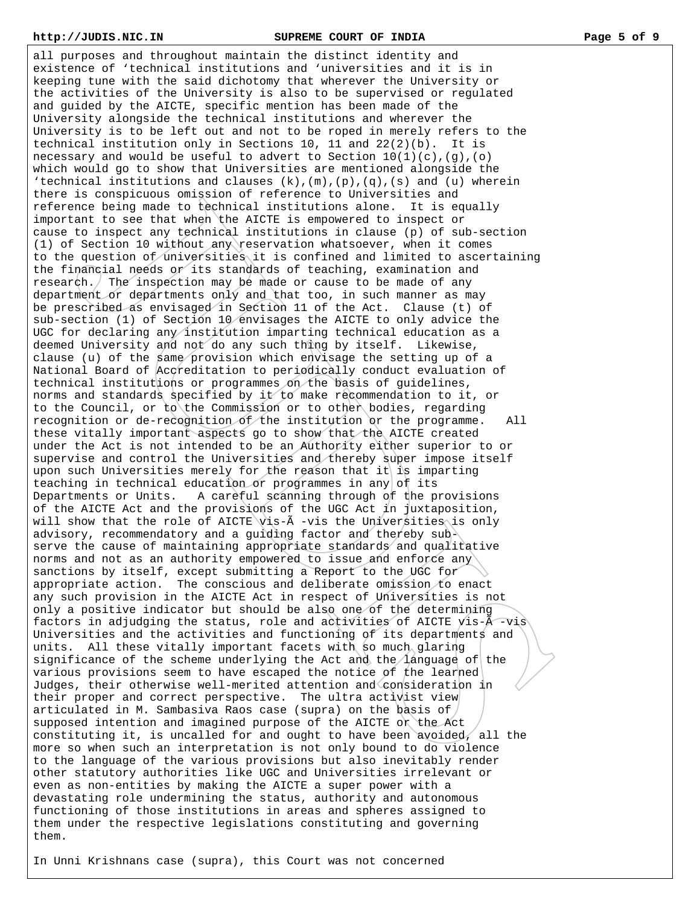all purposes and throughout maintain the distinct identity and existence of 'technical institutions and 'universities and it is in keeping tune with the said dichotomy that wherever the University or the activities of the University is also to be supervised or regulated and guided by the AICTE, specific mention has been made of the University alongside the technical institutions and wherever the University is to be left out and not to be roped in merely refers to the technical institution only in Sections 10, 11 and 22(2)(b). It is necessary and would be useful to advert to Section 10(1)(c),(g),(o) which would go to show that Universities are mentioned alongside the 'technical institutions and clauses (k),(m),(p),(q),(s) and (u) wherein there is conspicuous omission of reference to Universities and reference being made to technical institutions alone. It is equally important to see that when the AICTE is empowered to inspect or cause to inspect any technical institutions in clause (p) of sub-section (1) of Section 10 without any reservation whatsoever, when it comes to the question of universities it is confined and limited to ascertaining the financial needs or its standards of teaching, examination and research. The inspection may be made or cause to be made of any department or departments only and that too, in such manner as may be prescribed as envisaged in Section 11 of the Act. Clause (t) of sub-section (1) of Section 10 envisages the AICTE to only advice the UGC for declaring any institution imparting technical education as a deemed University and not do any such thing by itself. Likewise, clause (u) of the same provision which envisage the setting up of a National Board of Accreditation to periodically conduct evaluation of technical institutions or programmes on the basis of guidelines, norms and standards specified by it to make recommendation to it, or to the Council, or to the Commission or to other bodies, regarding recognition or de-recognition of the institution or the programme. All these vitally important aspects go to show that the AICTE created under the Act is not intended to be an Authority either superior to or supervise and control the Universities and thereby super impose itself upon such Universities merely for the reason that it is imparting teaching in technical education or programmes in any of its Departments or Units. A careful scanning through of the provisions of the AICTE Act and the provisions of the UGC Act in juxtaposition, will show that the role of AICTE vis-Ã -vis the Universities is only advisory, recommendatory and a guiding factor and thereby sub-serve the cause of maintaining appropriate standards and qualitative norms and not as an authority empowered to issue and enforce any sanctions by itself, except submitting a Report to the UGC for appropriate action. The conscious and deliberate omission to enact any such provision in the AICTE Act in respect of Universities is not only a positive indicator but should be also one of the determining factors in adjudging the status, role and activities of AICTE vis-Ã -vis Universities and the activities and functioning of its departments and units. All these vitally important facets with so much glaring significance of the scheme underlying the Act and the language of the various provisions seem to have escaped the notice of the learned Judges, their otherwise well-merited attention and consideration in their proper and correct perspective. The ultra activist view articulated in M. Sambasiva Raos case (supra) on the basis of supposed intention and imagined purpose of the AICTE or the Act constituting it, is uncalled for and ought to have been avoided, all the more so when such an interpretation is not only bound to do violence to the language of the various provisions but also inevitably render other statutory authorities like UGC and Universities irrelevant or even as non-entities by making the AICTE a super power with a devastating role undermining the status, authority and autonomous functioning of those institutions in areas and spheres assigned to them under the respective legislations constituting and governing them.

In Unni Krishnans case (supra), this Court was not concerned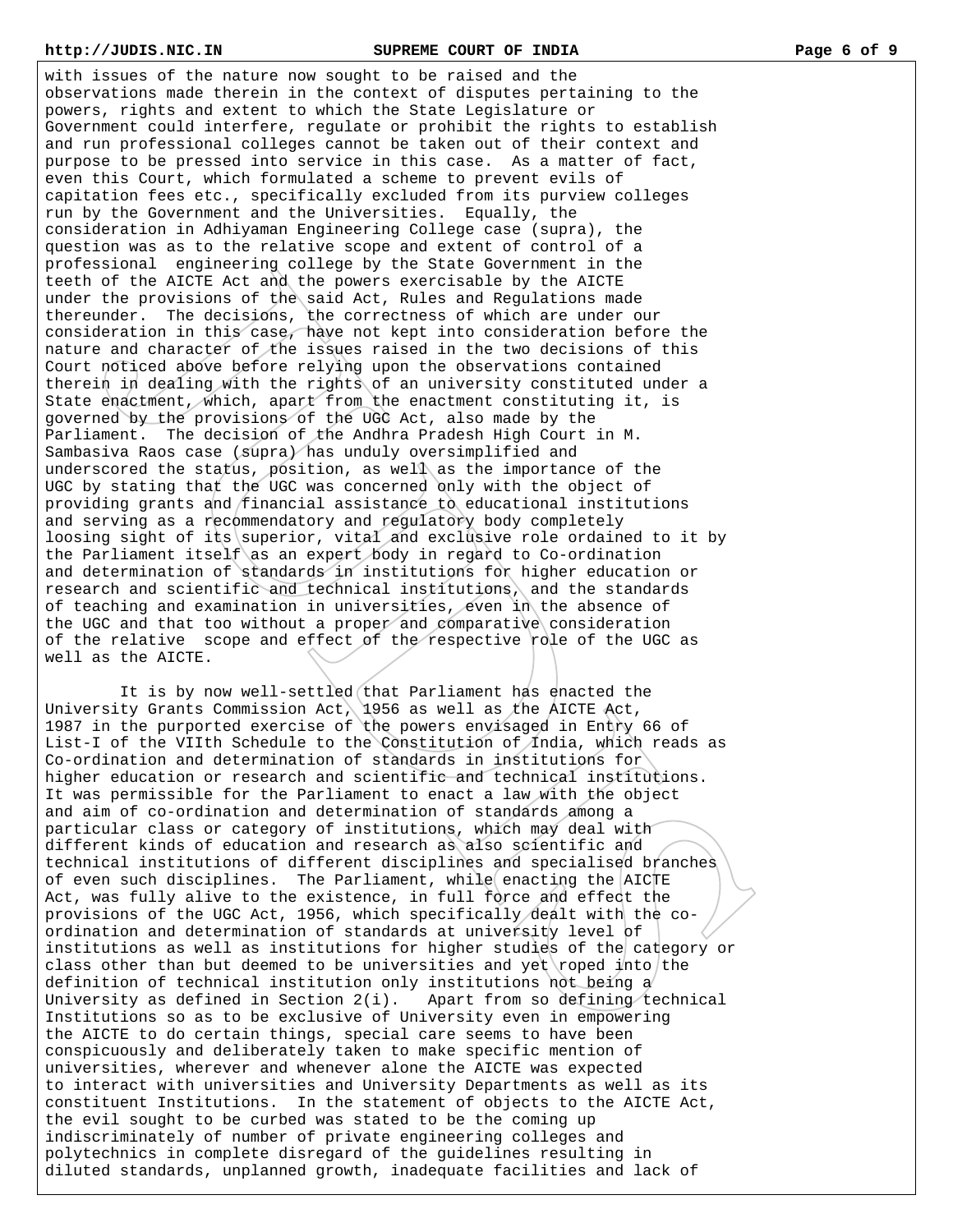with issues of the nature now sought to be raised and the observations made therein in the context of disputes pertaining to the powers, rights and extent to which the State Legislature or Government could interfere, regulate or prohibit the rights to establish and run professional colleges cannot be taken out of their context and purpose to be pressed into service in this case. As a matter of fact, even this Court, which formulated a scheme to prevent evils of capitation fees etc., specifically excluded from its purview colleges run by the Government and the Universities. Equally, the consideration in Adhiyaman Engineering College case (supra), the question was as to the relative scope and extent of control of a professional engineering college by the State Government in the teeth of the AICTE Act and the powers exercisable by the AICTE under the provisions of the said Act, Rules and Regulations made thereunder. The decisions, the correctness of which are under our consideration in this case, have not kept into consideration before the nature and character of the issues raised in the two decisions of this Court noticed above before relying upon the observations contained therein in dealing with the rights of an university constituted under a State enactment, which, apart from the enactment constituting it, is governed by the provisions of the UGC Act, also made by the Parliament. The decision of the Andhra Pradesh High Court in M. Sambasiva Raos case (supra) has unduly oversimplified and underscored the status, position, as well as the importance of the UGC by stating that the UGC was concerned only with the object of providing grants and financial assistance to educational institutions and serving as a recommendatory and regulatory body completely loosing sight of its superior, vital and exclusive role ordained to it by the Parliament itself as an expert body in regard to Co-ordination and determination of standards in institutions for higher education or research and scientific and technical institutions, and the standards of teaching and examination in universities, even in the absence of the UGC and that too without a proper and comparative consideration of the relative scope and effect of the respective role of the UGC as well as the AICTE.

It is by now well-settled that Parliament has enacted the University Grants Commission Act, 1956 as well as the AICTE Act, 1987 in the purported exercise of the powers envisaged in Entry 66 of List-I of the VIIth Schedule to the Constitution of India, which reads as Co-ordination and determination of standards in institutions for higher education or research and scientific and technical institutions. It was permissible for the Parliament to enact a law with the object and aim of co-ordination and determination of standards among a particular class or category of institutions, which may deal with different kinds of education and research as also scientific and technical institutions of different disciplines and specialised branches of even such disciplines. The Parliament, while enacting the AICTE Act, was fully alive to the existence, in full force and effect the provisions of the UGC Act, 1956, which specifically dealt with the co-ordination and determination of standards at university level of institutions as well as institutions for higher studies of the category or class other than but deemed to be universities and yet roped into the definition of technical institution only institutions not being a University as defined in Section 2(i). Apart from so defining technical Institutions so as to be exclusive of University even in empowering the AICTE to do certain things, special care seems to have been conspicuously and deliberately taken to make specific mention of universities, wherever and whenever alone the AICTE was expected to interact with universities and University Departments as well as its constituent Institutions. In the statement of objects to the AICTE Act, the evil sought to be curbed was stated to be the coming up indiscriminately of number of private engineering colleges and polytechnics in complete disregard of the guidelines resulting in diluted standards, unplanned growth, inadequate facilities and lack of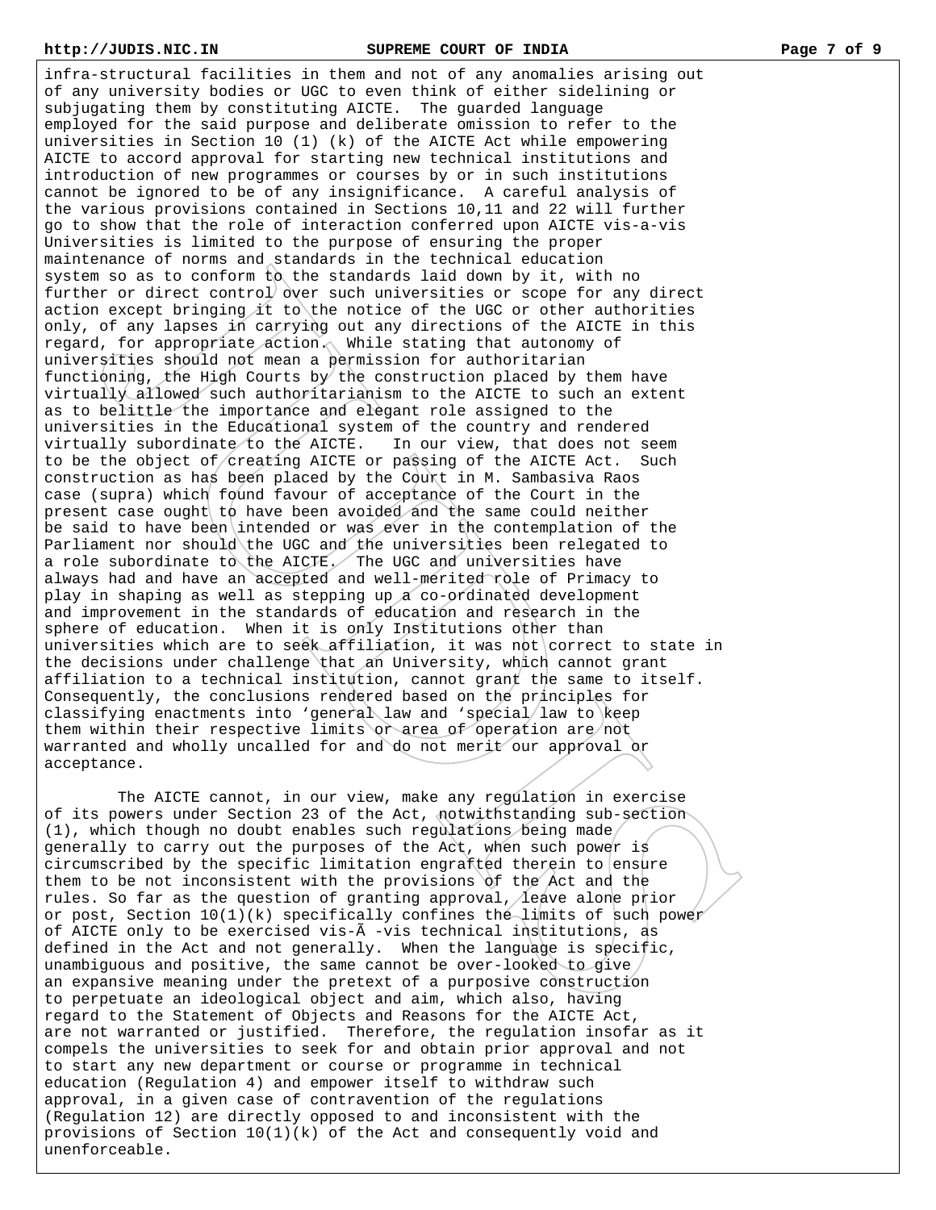infra-structural facilities in them and not of any anomalies arising out of any university bodies or UGC to even think of either sidelining or subjugating them by constituting AICTE. The guarded language employed for the said purpose and deliberate omission to refer to the universities in Section 10 (1) (k) of the AICTE Act while empowering AICTE to accord approval for starting new technical institutions and introduction of new programmes or courses by or in such institutions cannot be ignored to be of any insignificance. A careful analysis of the various provisions contained in Sections 10,11 and 22 will further go to show that the role of interaction conferred upon AICTE vis-a-vis Universities is limited to the purpose of ensuring the proper maintenance of norms and standards in the technical education system so as to conform to the standards laid down by it, with no further or direct control over such universities or scope for any direct action except bringing it to the notice of the UGC or other authorities only, of any lapses in carrying out any directions of the AICTE in this regard, for appropriate action. While stating that autonomy of universities should not mean a permission for authoritarian functioning, the High Courts by the construction placed by them have virtually allowed such authoritarianism to the AICTE to such an extent as to belittle the importance and elegant role assigned to the universities in the Educational system of the country and rendered virtually subordinate to the AICTE. In our view, that does not seem to be the object of creating AICTE or passing of the AICTE Act. Such construction as has been placed by the Court in M. Sambasiva Raos case (supra) which found favour of acceptance of the Court in the present case ought to have been avoided and the same could neither be said to have been intended or was ever in the contemplation of the Parliament nor should the UGC and the universities been relegated to a role subordinate to the AICTE. The UGC and universities have always had and have an accepted and well-merited role of Primacy to play in shaping as well as stepping up a co-ordinated development and improvement in the standards of education and research in the sphere of education. When it is only Institutions other than universities which are to seek affiliation, it was not correct to state in the decisions under challenge that an University, which cannot grant affiliation to a technical institution, cannot grant the same to itself. Consequently, the conclusions rendered based on the principles for classifying enactments into 'general law and 'special law to keep them within their respective limits or area of operation are not warranted and wholly uncalled for and do not merit our approval or acceptance.

The AICTE cannot, in our view, make any regulation in exercise of its powers under Section 23 of the Act, notwithstanding sub-section (1), which though no doubt enables such regulations being made generally to carry out the purposes of the Act, when such power is circumscribed by the specific limitation engrafted therein to ensure them to be not inconsistent with the provisions of the Act and the rules. So far as the question of granting approval, leave alone prior or post, Section 10(1)(k) specifically confines the limits of such power of AICTE only to be exercised vis-Ã -vis technical institutions, as defined in the Act and not generally. When the language is specific, unambiguous and positive, the same cannot be over-looked to give an expansive meaning under the pretext of a purposive construction to perpetuate an ideological object and aim, which also, having regard to the Statement of Objects and Reasons for the AICTE Act, are not warranted or justified. Therefore, the regulation insofar as it compels the universities to seek for and obtain prior approval and not to start any new department or course or programme in technical education (Regulation 4) and empower itself to withdraw such approval, in a given case of contravention of the regulations (Regulation 12) are directly opposed to and inconsistent with the provisions of Section 10(1)(k) of the Act and consequently void and unenforceable.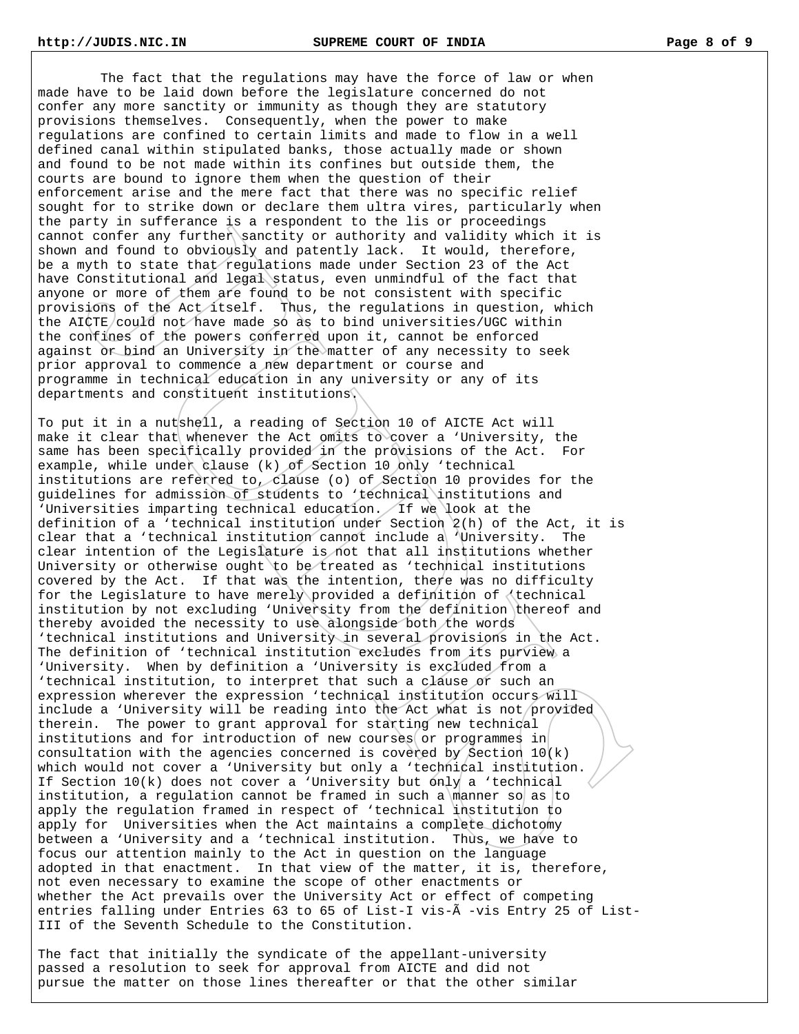The fact that the regulations may have the force of law or when made have to be laid down before the legislature concerned do not confer any more sanctity or immunity as though they are statutory provisions themselves. Consequently, when the power to make regulations are confined to certain limits and made to flow in a well defined canal within stipulated banks, those actually made or shown and found to be not made within its confines but outside them, the courts are bound to ignore them when the question of their enforcement arise and the mere fact that there was no specific relief sought for to strike down or declare them ultra vires, particularly when the party in sufferance is a respondent to the lis or proceedings cannot confer any further sanctity or authority and validity which it is shown and found to obviously and patently lack. It would, therefore, be a myth to state that regulations made under Section 23 of the Act have Constitutional and legal status, even unmindful of the fact that anyone or more of them are found to be not consistent with specific provisions of the Act itself. Thus, the regulations in question, which the AICTE could not have made so as to bind universities/UGC within the confines of the powers conferred upon it, cannot be enforced against or bind an University in the matter of any necessity to seek prior approval to commence a new department or course and programme in technical education in any university or any of its departments and constituent institutions.

To put it in a nutshell, a reading of Section 10 of AICTE Act will make it clear that whenever the Act omits to cover a 'University, the same has been specifically provided in the provisions of the Act. For example, while under clause (k) of Section 10 only 'technical institutions are referred to, clause (o) of Section 10 provides for the guidelines for admission of students to 'technical institutions and 'Universities imparting technical education. If we look at the definition of a 'technical institution under Section 2(h) of the Act, it is clear that a 'technical institution cannot include a 'University. The clear intention of the Legislature is not that all institutions whether University or otherwise ought to be treated as 'technical institutions covered by the Act. If that was the intention, there was no difficulty for the Legislature to have merely provided a definition of 'technical institution by not excluding 'University from the definition thereof and thereby avoided the necessity to use alongside both the words 'technical institutions and University in several provisions in the Act. The definition of 'technical institution excludes from its purview a 'University. When by definition a 'University is excluded from a 'technical institution, to interpret that such a clause or such an expression wherever the expression 'technical institution occurs will include a 'University will be reading into the Act what is not provided therein. The power to grant approval for starting new technical institutions and for introduction of new courses or programmes in consultation with the agencies concerned is covered by Section 10(k) which would not cover a 'University but only a 'technical institution. If Section 10(k) does not cover a 'University but only a 'technical institution, a regulation cannot be framed in such a manner so as to apply the regulation framed in respect of 'technical institution to apply for Universities when the Act maintains a complete dichotomy between a 'University and a 'technical institution. Thus, we have to focus our attention mainly to the Act in question on the language adopted in that enactment. In that view of the matter, it is, therefore, not even necessary to examine the scope of other enactments or whether the Act prevails over the University Act or effect of competing entries falling under Entries 63 to 65 of List-I vis-Ã -vis Entry 25 of List-III of the Seventh Schedule to the Constitution.

The fact that initially the syndicate of the appellant-university passed a resolution to seek for approval from AICTE and did not pursue the matter on those lines thereafter or that the other similar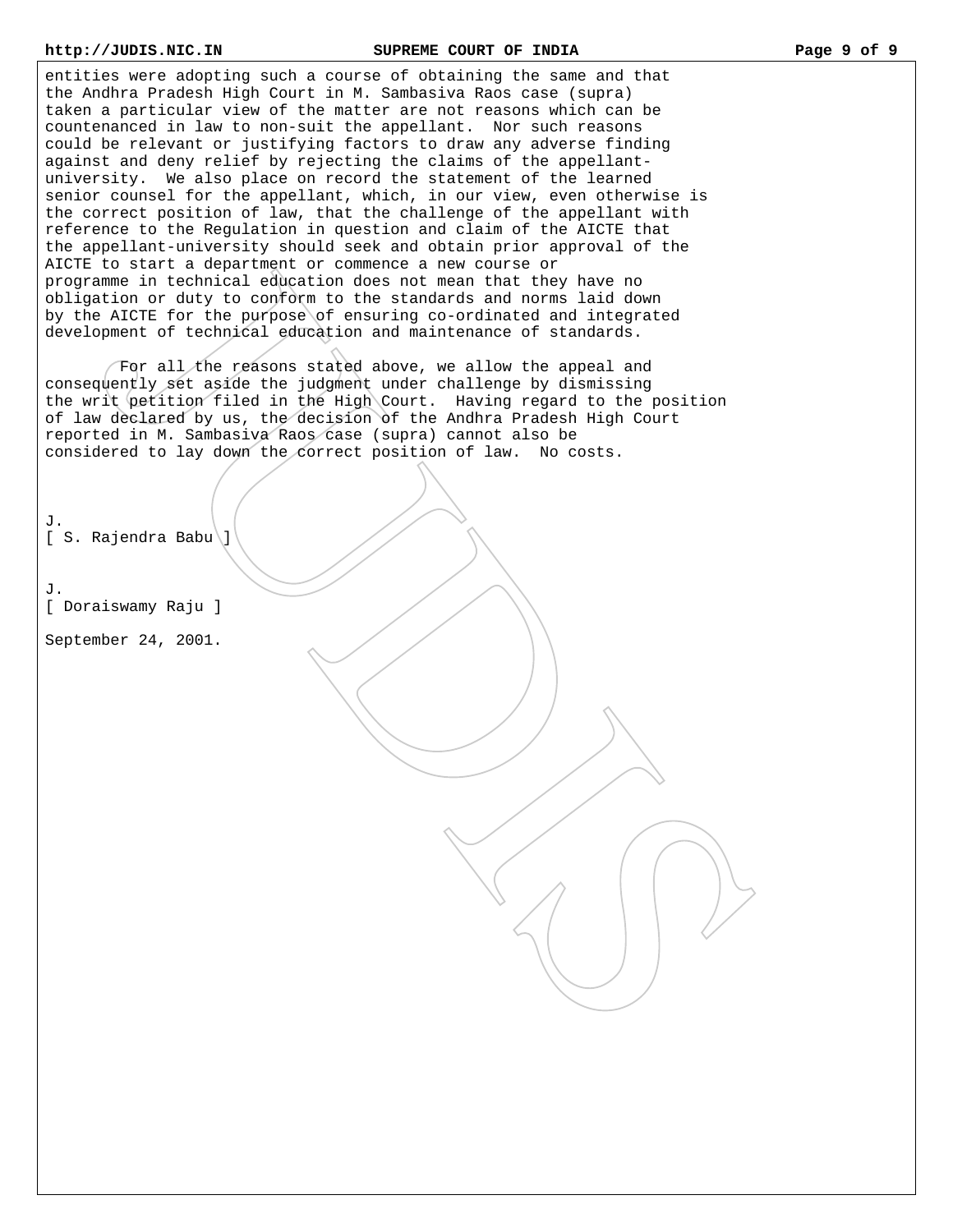entities were adopting such a course of obtaining the same and that the Andhra Pradesh High Court in M. Sambasiva Raos case (supra) taken a particular view of the matter are not reasons which can be countenanced in law to non-suit the appellant. Nor such reasons could be relevant or justifying factors to draw any adverse finding against and deny relief by rejecting the claims of the appellant-university. We also place on record the statement of the learned senior counsel for the appellant, which, in our view, even otherwise is the correct position of law, that the challenge of the appellant with reference to the Regulation in question and claim of the AICTE that the appellant-university should seek and obtain prior approval of the AICTE to start a department or commence a new course or programme in technical education does not mean that they have no obligation or duty to conform to the standards and norms laid down by the AICTE for the purpose of ensuring co-ordinated and integrated development of technical education and maintenance of standards.

For all the reasons stated above, we allow the appeal and consequently set aside the judgment under challenge by dismissing the writ petition filed in the High Court. Having regard to the position of law declared by us, the decision of the Andhra Pradesh High Court reported in M. Sambasiva Raos case (supra) cannot also be considered to lay down the correct position of law. No costs.

J.
[ S. Rajendra Babu ]

J.
[ Doraiswamy Raju ]

September 24, 2001.